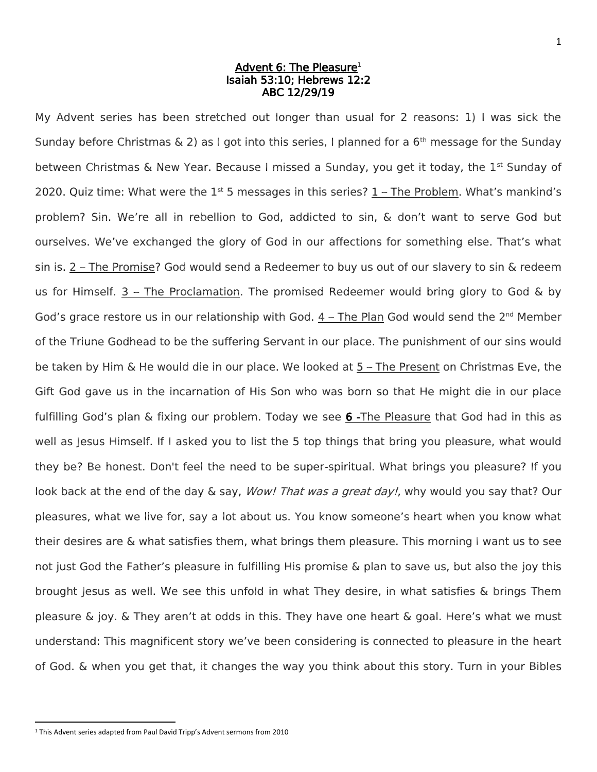# <u>Advent 6: The Pleasure</u>[1]

**Isaiah 53:10; Hebrews 12:2**

**ABC 12/29/19**

My Advent series has been stretched out longer than usual for 2 reasons: 1) I was sick the Sunday before Christmas & 2) as I got into this series, I planned for a 6th message for the Sunday between Christmas & New Year. Because I missed a Sunday, you get it today, the 1st Sunday of 2020. Quiz time: What were the 1st 5 messages in this series? <u>1 – The Problem</u>. What's mankind's problem? Sin. We're all in rebellion to God, addicted to sin, & don't want to serve God but ourselves. We've exchanged the glory of God in our affections for something else. That's what sin is. <u>2 – The Promise</u>? God would send a Redeemer to buy us out of our slavery to sin & redeem us for Himself. <u>3 – The Proclamation</u>. The promised Redeemer would bring glory to God & by God's grace restore us in our relationship with God. <u>4 – The Plan</u> God would send the 2nd Member of the Triune Godhead to be the suffering Servant in our place. The punishment of our sins would be taken by Him & He would die in our place. We looked at <u>5 – The Present</u> on Christmas Eve, the Gift God gave us in the incarnation of His Son who was born so that He might die in our place fulfilling God's plan & fixing our problem. Today we see **<u>6 -</u>**<u>The Pleasure</u> that God had in this as well as Jesus Himself. If I asked you to list the 5 top things that bring you pleasure, what would they be? Be honest. Don't feel the need to be super-spiritual. What brings you pleasure? If you look back at the end of the day & say, *Wow! That was a great day!*, why would you say that? Our pleasures, what we live for, say a lot about us. You know someone's heart when you know what their desires are & what satisfies them, what brings them pleasure. This morning I want us to see not just God the Father's pleasure in fulfilling His promise & plan to save us, but also the joy this brought Jesus as well. We see this unfold in what They desire, in what satisfies & brings Them pleasure & joy. & They aren't at odds in this. They have one heart & goal. Here's what we must understand: This magnificent story we've been considering is connected to pleasure in the heart of God. & when you get that, it changes the way you think about this story. Turn in your Bibles

[1] This Advent series adapted from Paul David Tripp's Advent sermons from 2010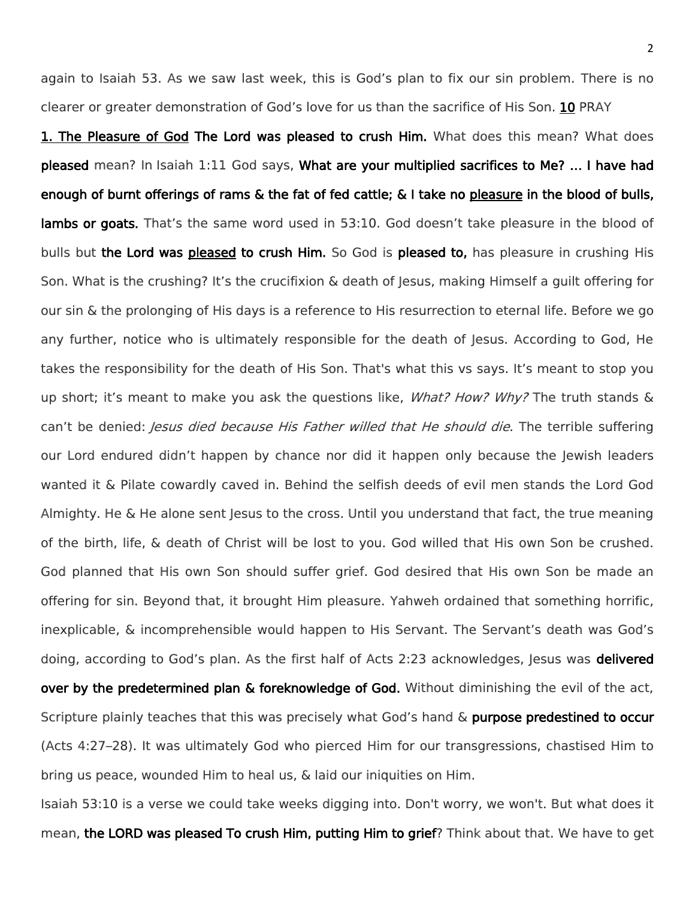again to Isaiah 53. As we saw last week, this is God's plan to fix our sin problem. There is no clearer or greater demonstration of God's love for us than the sacrifice of His Son. <u>**10**</u> PRAY

<u>**1. The Pleasure of God**</u> **The Lord was pleased to crush Him.** What does this mean? What does **pleased** mean? In Isaiah 1:11 God says, **What are your multiplied sacrifices to Me? … I have had enough of burnt offerings of rams & the fat of fed cattle; & I take no <u>pleasure</u> in the blood of bulls, lambs or goats.** That's the same word used in 53:10. God doesn't take pleasure in the blood of bulls but **the Lord was <u>pleased</u> to crush Him.** So God is **pleased to,** has pleasure in crushing His Son. What is the crushing? It's the crucifixion & death of Jesus, making Himself a guilt offering for our sin & the prolonging of His days is a reference to His resurrection to eternal life. Before we go any further, notice who is ultimately responsible for the death of Jesus. According to God, He takes the responsibility for the death of His Son. That's what this vs says. It's meant to stop you up short; it's meant to make you ask the questions like, *What? How? Why?* The truth stands & can't be denied: *Jesus died because His Father willed that He should die*. The terrible suffering our Lord endured didn't happen by chance nor did it happen only because the Jewish leaders wanted it & Pilate cowardly caved in. Behind the selfish deeds of evil men stands the Lord God Almighty. He & He alone sent Jesus to the cross. Until you understand that fact, the true meaning of the birth, life, & death of Christ will be lost to you. God willed that His own Son be crushed. God planned that His own Son should suffer grief. God desired that His own Son be made an offering for sin. Beyond that, it brought Him pleasure. Yahweh ordained that something horrific, inexplicable, & incomprehensible would happen to His Servant. The Servant's death was God's doing, according to God's plan. As the first half of Acts 2:23 acknowledges, Jesus was **delivered over by the predetermined plan & foreknowledge of God.** Without diminishing the evil of the act, Scripture plainly teaches that this was precisely what God's hand & **purpose predestined to occur** (Acts 4:27–28). It was ultimately God who pierced Him for our transgressions, chastised Him to bring us peace, wounded Him to heal us, & laid our iniquities on Him.

Isaiah 53:10 is a verse we could take weeks digging into. Don't worry, we won't. But what does it mean, **the LORD was pleased To crush Him, putting Him to grief**? Think about that. We have to get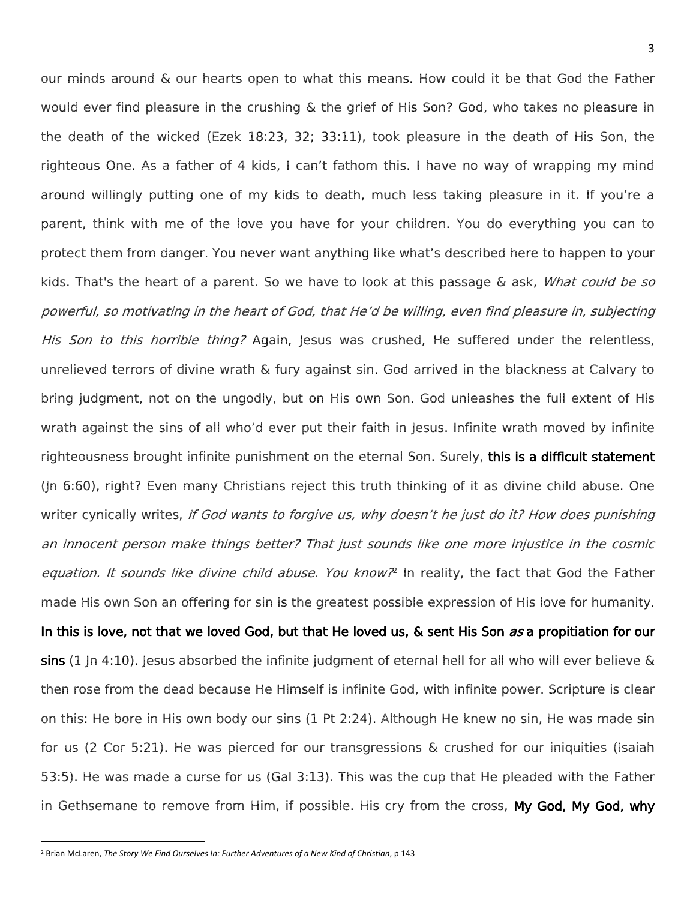our minds around & our hearts open to what this means. How could it be that God the Father would ever find pleasure in the crushing & the grief of His Son? God, who takes no pleasure in the death of the wicked (Ezek 18:23, 32; 33:11), took pleasure in the death of His Son, the righteous One. As a father of 4 kids, I can't fathom this. I have no way of wrapping my mind around willingly putting one of my kids to death, much less taking pleasure in it. If you're a parent, think with me of the love you have for your children. You do everything you can to protect them from danger. You never want anything like what's described here to happen to your kids. That's the heart of a parent. So we have to look at this passage & ask, *What could be so powerful, so motivating in the heart of God, that He'd be willing, even find pleasure in, subjecting His Son to this horrible thing?* Again, Jesus was crushed, He suffered under the relentless, unrelieved terrors of divine wrath & fury against sin. God arrived in the blackness at Calvary to bring judgment, not on the ungodly, but on His own Son. God unleashes the full extent of His wrath against the sins of all who'd ever put their faith in Jesus. Infinite wrath moved by infinite righteousness brought infinite punishment on the eternal Son. Surely, **this is a difficult statement** (Jn 6:60), right? Even many Christians reject this truth thinking of it as divine child abuse. One writer cynically writes, *If God wants to forgive us, why doesn't he just do it? How does punishing an innocent person make things better? That just sounds like one more injustice in the cosmic equation. It sounds like divine child abuse. You know?*[2] In reality, the fact that God the Father made His own Son an offering for sin is the greatest possible expression of His love for humanity. **In this is love, not that we loved God, but that He loved us, & sent His Son *as* a propitiation for our sins** (1 Jn 4:10). Jesus absorbed the infinite judgment of eternal hell for all who will ever believe & then rose from the dead because He Himself is infinite God, with infinite power. Scripture is clear on this: He bore in His own body our sins (1 Pt 2:24). Although He knew no sin, He was made sin for us (2 Cor 5:21). He was pierced for our transgressions & crushed for our iniquities (Isaiah 53:5). He was made a curse for us (Gal 3:13). This was the cup that He pleaded with the Father in Gethsemane to remove from Him, if possible. His cry from the cross, **My God, My God, why**

[2] Brian McLaren, *The Story We Find Ourselves In: Further Adventures of a New Kind of Christian*, p 143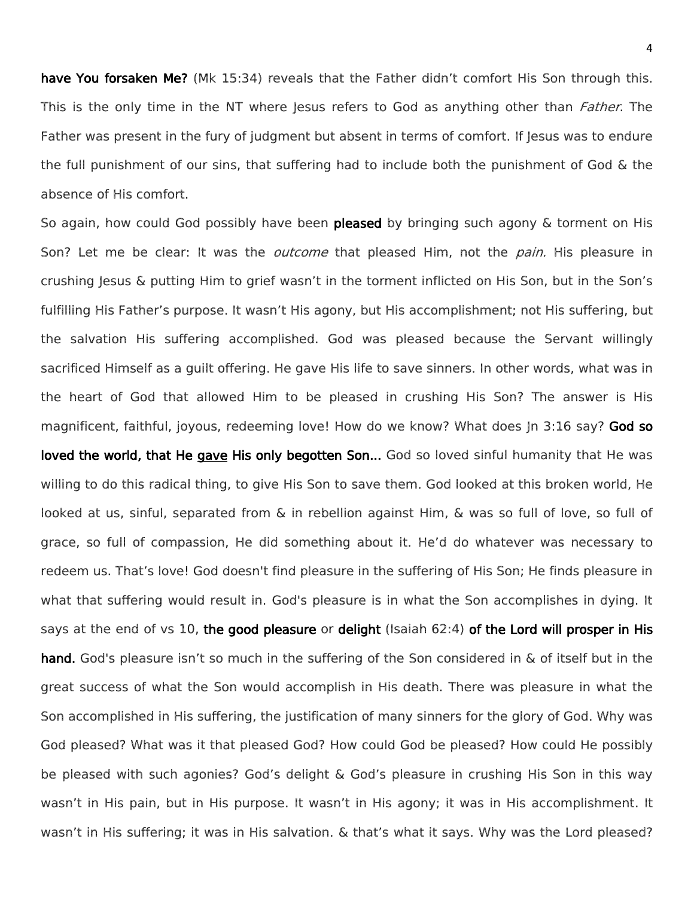**have You forsaken Me?** (Mk 15:34) reveals that the Father didn't comfort His Son through this. This is the only time in the NT where Jesus refers to God as anything other than *Father*. The Father was present in the fury of judgment but absent in terms of comfort. If Jesus was to endure the full punishment of our sins, that suffering had to include both the punishment of God & the absence of His comfort.

So again, how could God possibly have been **pleased** by bringing such agony & torment on His Son? Let me be clear: It was the *outcome* that pleased Him, not the *pain.* His pleasure in crushing Jesus & putting Him to grief wasn't in the torment inflicted on His Son, but in the Son's fulfilling His Father's purpose. It wasn't His agony, but His accomplishment; not His suffering, but the salvation His suffering accomplished. God was pleased because the Servant willingly sacrificed Himself as a guilt offering. He gave His life to save sinners. In other words, what was in the heart of God that allowed Him to be pleased in crushing His Son? The answer is His magnificent, faithful, joyous, redeeming love! How do we know? What does Jn 3:16 say? **God so loved the world, that He <u>gave</u> His only begotten Son...** God so loved sinful humanity that He was willing to do this radical thing, to give His Son to save them. God looked at this broken world, He looked at us, sinful, separated from & in rebellion against Him, & was so full of love, so full of grace, so full of compassion, He did something about it. He'd do whatever was necessary to redeem us. That's love! God doesn't find pleasure in the suffering of His Son; He finds pleasure in what that suffering would result in. God's pleasure is in what the Son accomplishes in dying. It says at the end of vs 10, **the good pleasure** or **delight** (Isaiah 62:4) **of the Lord will prosper in His hand.** God's pleasure isn't so much in the suffering of the Son considered in & of itself but in the great success of what the Son would accomplish in His death. There was pleasure in what the Son accomplished in His suffering, the justification of many sinners for the glory of God. Why was God pleased? What was it that pleased God? How could God be pleased? How could He possibly be pleased with such agonies? God's delight & God's pleasure in crushing His Son in this way wasn't in His pain, but in His purpose. It wasn't in His agony; it was in His accomplishment. It wasn't in His suffering; it was in His salvation. & that's what it says. Why was the Lord pleased?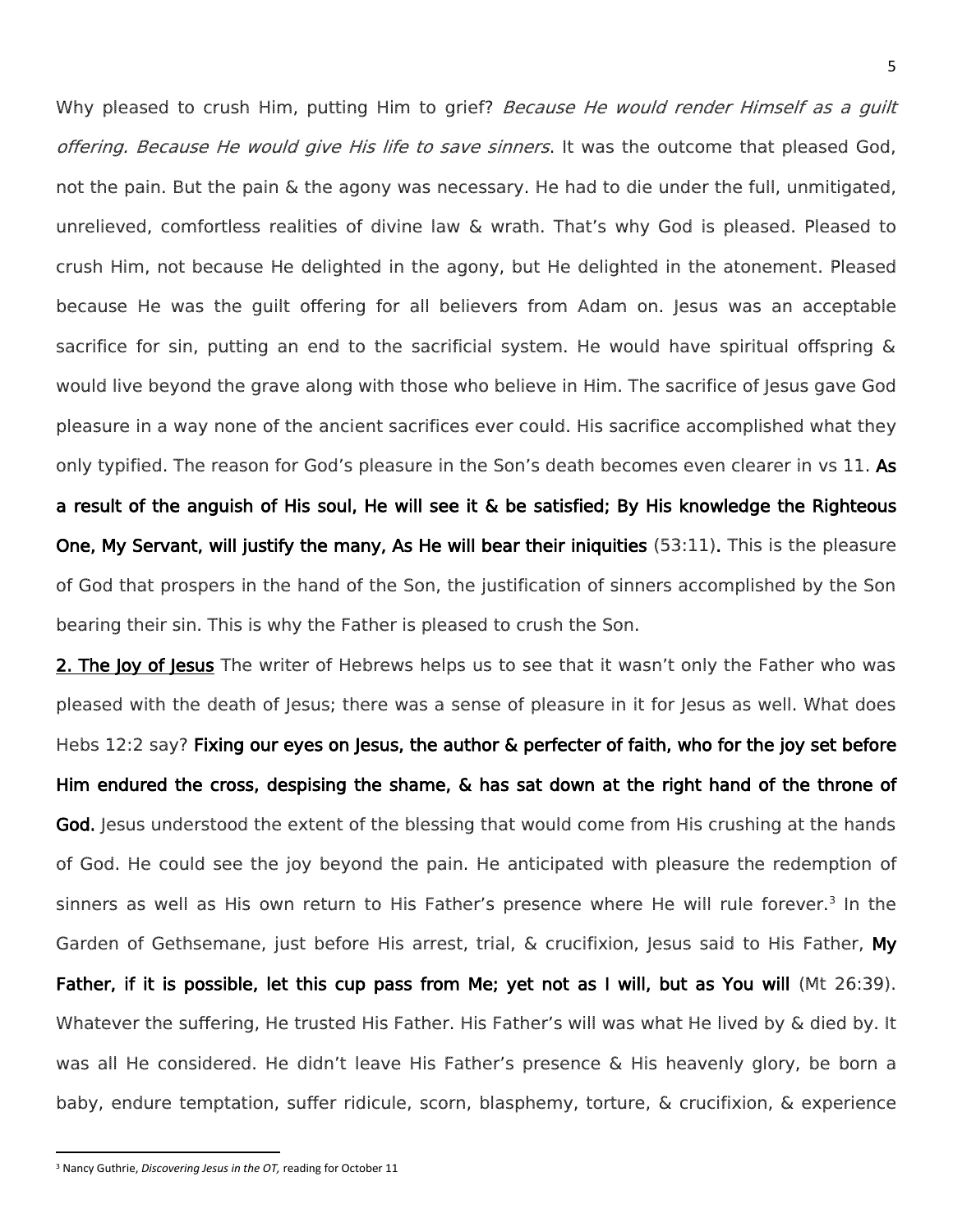Why pleased to crush Him, putting Him to grief? *Because He would render Himself as a guilt offering. Because He would give His life to save sinners*. It was the outcome that pleased God, not the pain. But the pain & the agony was necessary. He had to die under the full, unmitigated, unrelieved, comfortless realities of divine law & wrath. That's why God is pleased. Pleased to crush Him, not because He delighted in the agony, but He delighted in the atonement. Pleased because He was the guilt offering for all believers from Adam on. Jesus was an acceptable sacrifice for sin, putting an end to the sacrificial system. He would have spiritual offspring & would live beyond the grave along with those who believe in Him. The sacrifice of Jesus gave God pleasure in a way none of the ancient sacrifices ever could. His sacrifice accomplished what they only typified. The reason for God's pleasure in the Son's death becomes even clearer in vs 11. **As a result of the anguish of His soul, He will see it & be satisfied; By His knowledge the Righteous One, My Servant, will justify the many, As He will bear their iniquities** (53:11). This is the pleasure of God that prospers in the hand of the Son, the justification of sinners accomplished by the Son bearing their sin. This is why the Father is pleased to crush the Son.

**2. The Joy of Jesus** The writer of Hebrews helps us to see that it wasn't only the Father who was pleased with the death of Jesus; there was a sense of pleasure in it for Jesus as well. What does Hebs 12:2 say? **Fixing our eyes on Jesus, the author & perfecter of faith, who for the joy set before Him endured the cross, despising the shame, & has sat down at the right hand of the throne of God.** Jesus understood the extent of the blessing that would come from His crushing at the hands of God. He could see the joy beyond the pain. He anticipated with pleasure the redemption of sinners as well as His own return to His Father's presence where He will rule forever.[3] In the Garden of Gethsemane, just before His arrest, trial, & crucifixion, Jesus said to His Father, **My Father, if it is possible, let this cup pass from Me; yet not as I will, but as You will** (Mt 26:39). Whatever the suffering, He trusted His Father. His Father's will was what He lived by & died by. It was all He considered. He didn't leave His Father's presence & His heavenly glory, be born a baby, endure temptation, suffer ridicule, scorn, blasphemy, torture, & crucifixion, & experience

[3] Nancy Guthrie, *Discovering Jesus in the OT,* reading for October 11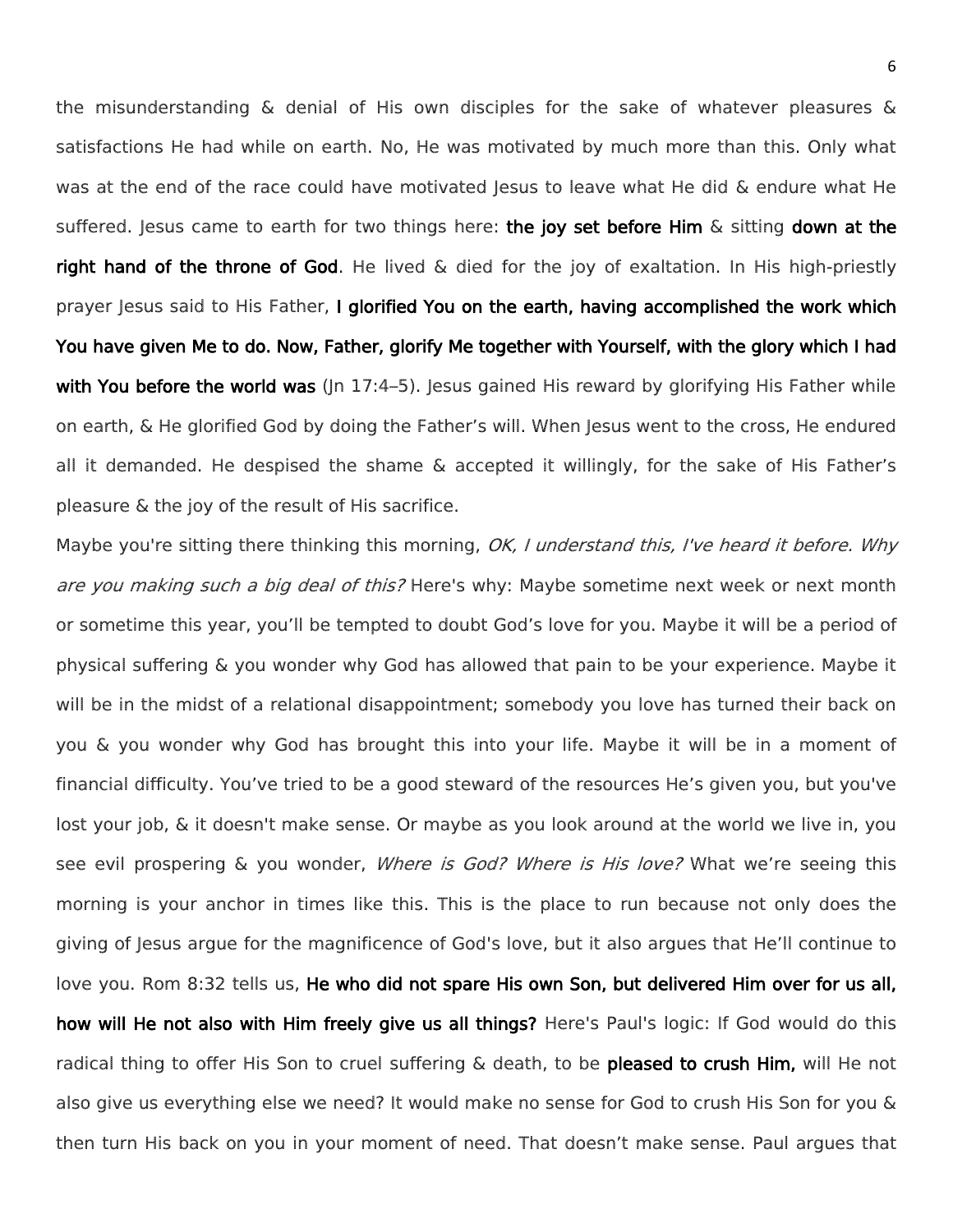the misunderstanding & denial of His own disciples for the sake of whatever pleasures & satisfactions He had while on earth. No, He was motivated by much more than this. Only what was at the end of the race could have motivated Jesus to leave what He did & endure what He suffered. Jesus came to earth for two things here: **the joy set before Him** & sitting **down at the right hand of the throne of God**. He lived & died for the joy of exaltation. In His high-priestly prayer Jesus said to His Father, **I glorified You on the earth, having accomplished the work which You have given Me to do. Now, Father, glorify Me together with Yourself, with the glory which I had with You before the world was** (Jn 17:4–5). Jesus gained His reward by glorifying His Father while on earth, & He glorified God by doing the Father's will. When Jesus went to the cross, He endured all it demanded. He despised the shame & accepted it willingly, for the sake of His Father's pleasure & the joy of the result of His sacrifice.

Maybe you're sitting there thinking this morning, *OK, I understand this, I've heard it before. Why are you making such a big deal of this?* Here's why: Maybe sometime next week or next month or sometime this year, you'll be tempted to doubt God's love for you. Maybe it will be a period of physical suffering & you wonder why God has allowed that pain to be your experience. Maybe it will be in the midst of a relational disappointment; somebody you love has turned their back on you & you wonder why God has brought this into your life. Maybe it will be in a moment of financial difficulty. You've tried to be a good steward of the resources He's given you, but you've lost your job, & it doesn't make sense. Or maybe as you look around at the world we live in, you see evil prospering & you wonder, *Where is God? Where is His love?* What we're seeing this morning is your anchor in times like this. This is the place to run because not only does the giving of Jesus argue for the magnificence of God's love, but it also argues that He'll continue to love you. Rom 8:32 tells us, **He who did not spare His own Son, but delivered Him over for us all, how will He not also with Him freely give us all things?** Here's Paul's logic: If God would do this radical thing to offer His Son to cruel suffering & death, to be **pleased to crush Him,** will He not also give us everything else we need? It would make no sense for God to crush His Son for you & then turn His back on you in your moment of need. That doesn't make sense. Paul argues that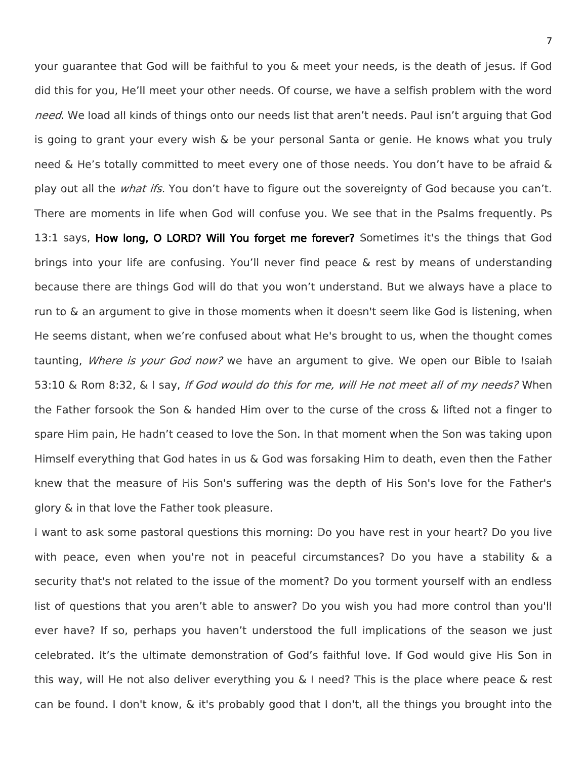your guarantee that God will be faithful to you & meet your needs, is the death of Jesus. If God did this for you, He'll meet your other needs. Of course, we have a selfish problem with the word *need*. We load all kinds of things onto our needs list that aren't needs. Paul isn't arguing that God is going to grant your every wish & be your personal Santa or genie. He knows what you truly need & He's totally committed to meet every one of those needs. You don't have to be afraid & play out all the *what ifs.* You don't have to figure out the sovereignty of God because you can't. There are moments in life when God will confuse you. We see that in the Psalms frequently. Ps 13:1 says, **How long, O LORD? Will You forget me forever?** Sometimes it's the things that God brings into your life are confusing. You'll never find peace & rest by means of understanding because there are things God will do that you won't understand. But we always have a place to run to & an argument to give in those moments when it doesn't seem like God is listening, when He seems distant, when we're confused about what He's brought to us, when the thought comes taunting, *Where is your God now?* we have an argument to give. We open our Bible to Isaiah 53:10 & Rom 8:32, & I say, *If God would do this for me, will He not meet all of my needs?* When the Father forsook the Son & handed Him over to the curse of the cross & lifted not a finger to spare Him pain, He hadn't ceased to love the Son. In that moment when the Son was taking upon Himself everything that God hates in us & God was forsaking Him to death, even then the Father knew that the measure of His Son's suffering was the depth of His Son's love for the Father's glory & in that love the Father took pleasure.

I want to ask some pastoral questions this morning: Do you have rest in your heart? Do you live with peace, even when you're not in peaceful circumstances? Do you have a stability & a security that's not related to the issue of the moment? Do you torment yourself with an endless list of questions that you aren't able to answer? Do you wish you had more control than you'll ever have? If so, perhaps you haven't understood the full implications of the season we just celebrated. It's the ultimate demonstration of God's faithful love. If God would give His Son in this way, will He not also deliver everything you & I need? This is the place where peace & rest can be found. I don't know, & it's probably good that I don't, all the things you brought into the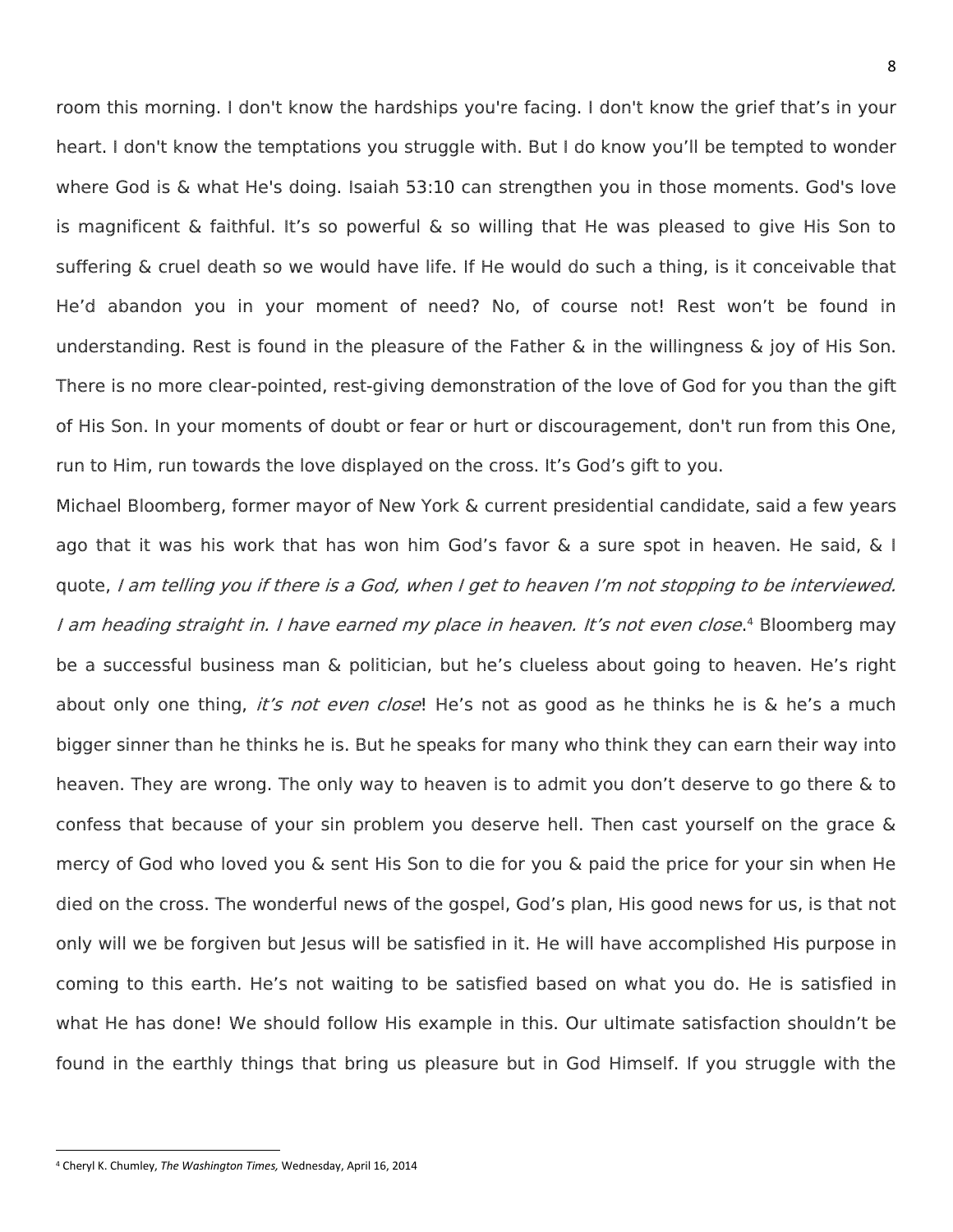room this morning. I don't know the hardships you're facing. I don't know the grief that's in your heart. I don't know the temptations you struggle with. But I do know you'll be tempted to wonder where God is & what He's doing. Isaiah 53:10 can strengthen you in those moments. God's love is magnificent & faithful. It's so powerful & so willing that He was pleased to give His Son to suffering & cruel death so we would have life. If He would do such a thing, is it conceivable that He'd abandon you in your moment of need? No, of course not! Rest won't be found in understanding. Rest is found in the pleasure of the Father & in the willingness & joy of His Son. There is no more clear-pointed, rest-giving demonstration of the love of God for you than the gift of His Son. In your moments of doubt or fear or hurt or discouragement, don't run from this One, run to Him, run towards the love displayed on the cross. It's God's gift to you.

Michael Bloomberg, former mayor of New York & current presidential candidate, said a few years ago that it was his work that has won him God's favor & a sure spot in heaven. He said, & I quote, *I am telling you if there is a God, when I get to heaven I'm not stopping to be interviewed. I am heading straight in. I have earned my place in heaven. It's not even close*.[4] Bloomberg may be a successful business man & politician, but he's clueless about going to heaven. He's right about only one thing, *it's not even close*! He's not as good as he thinks he is & he's a much bigger sinner than he thinks he is. But he speaks for many who think they can earn their way into heaven. They are wrong. The only way to heaven is to admit you don't deserve to go there & to confess that because of your sin problem you deserve hell. Then cast yourself on the grace & mercy of God who loved you & sent His Son to die for you & paid the price for your sin when He died on the cross. The wonderful news of the gospel, God's plan, His good news for us, is that not only will we be forgiven but Jesus will be satisfied in it. He will have accomplished His purpose in coming to this earth. He's not waiting to be satisfied based on what you do. He is satisfied in what He has done! We should follow His example in this. Our ultimate satisfaction shouldn't be found in the earthly things that bring us pleasure but in God Himself. If you struggle with the

---

[4] Cheryl K. Chumley, *The Washington Times,* Wednesday, April 16, 2014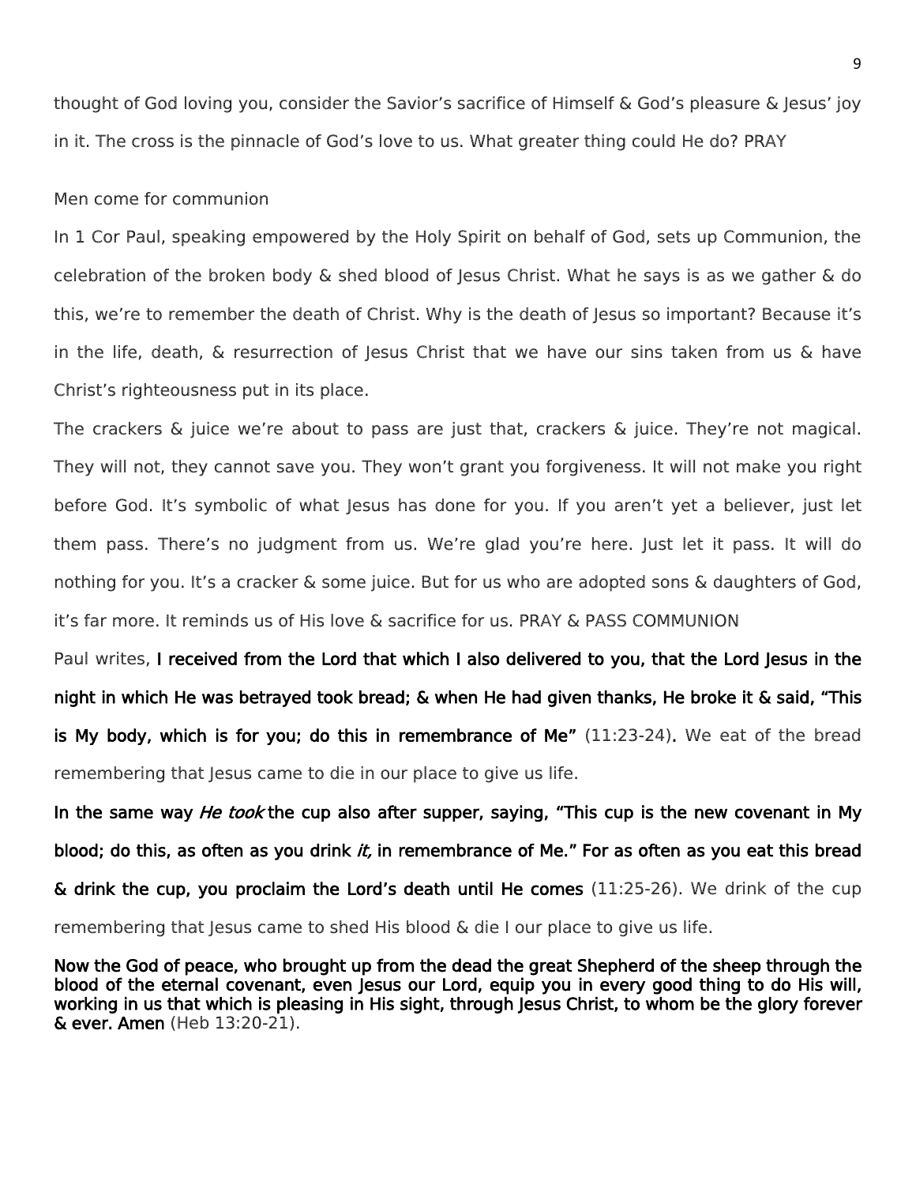thought of God loving you, consider the Savior's sacrifice of Himself & God's pleasure & Jesus' joy in it. The cross is the pinnacle of God's love to us. What greater thing could He do? PRAY

Men come for communion

In 1 Cor Paul, speaking empowered by the Holy Spirit on behalf of God, sets up Communion, the celebration of the broken body & shed blood of Jesus Christ. What he says is as we gather & do this, we're to remember the death of Christ. Why is the death of Jesus so important? Because it's in the life, death, & resurrection of Jesus Christ that we have our sins taken from us & have Christ's righteousness put in its place.

The crackers & juice we're about to pass are just that, crackers & juice. They're not magical. They will not, they cannot save you. They won't grant you forgiveness. It will not make you right before God. It's symbolic of what Jesus has done for you. If you aren't yet a believer, just let them pass. There's no judgment from us. We're glad you're here. Just let it pass. It will do nothing for you. It's a cracker & some juice. But for us who are adopted sons & daughters of God, it's far more. It reminds us of His love & sacrifice for us. PRAY & PASS COMMUNION

Paul writes, **I received from the Lord that which I also delivered to you, that the Lord Jesus in the night in which He was betrayed took bread; & when He had given thanks, He broke it & said, "This is My body, which is for you; do this in remembrance of Me"** (11:23-24). We eat of the bread remembering that Jesus came to die in our place to give us life.

**In the same way *He took* the cup also after supper, saying, "This cup is the new covenant in My blood; do this, as often as you drink *it,* in remembrance of Me." For as often as you eat this bread & drink the cup, you proclaim the Lord's death until He comes** (11:25-26). We drink of the cup remembering that Jesus came to shed His blood & die I our place to give us life.

**Now the God of peace, who brought up from the dead the great Shepherd of the sheep through the blood of the eternal covenant, even Jesus our Lord, equip you in every good thing to do His will, working in us that which is pleasing in His sight, through Jesus Christ, to whom be the glory forever & ever. Amen** (Heb 13:20-21).